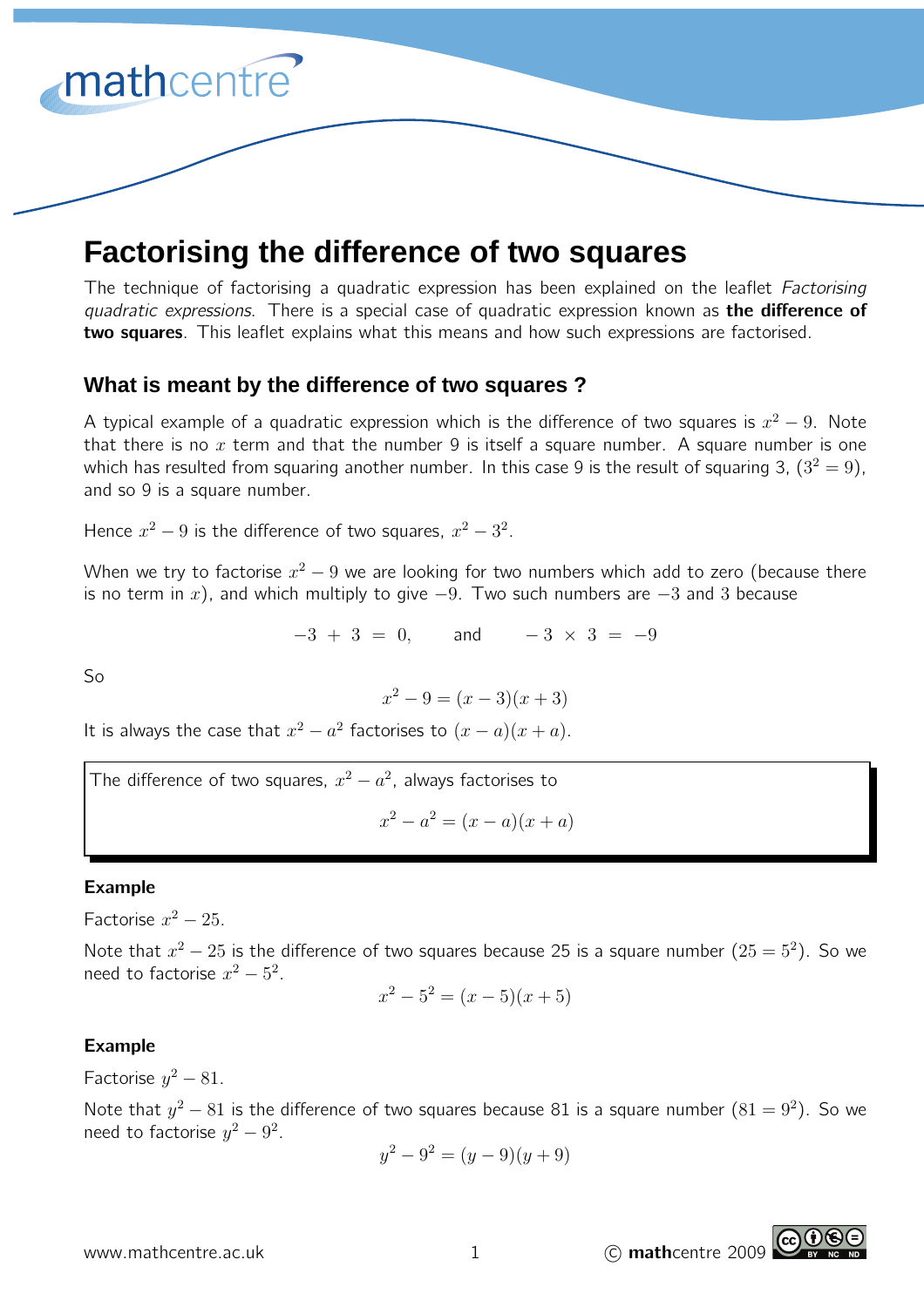# Factorising the difference of two squares

The technique of factorising a quadratic expression has been explained on the leaflet *Factorising quadratic expressions*. There is a special case of quadratic expression known as **the difference of two squares**. This leaflet explains what this means and how such expressions are factorised.

## What is meant by the difference of two squares ?

A typical example of a quadratic expression which is the difference of two squares is $x^2 - 9$. Note that there is no $x$ term and that the number 9 is itself a square number. A square number is one which has resulted from squaring another number. In this case 9 is the result of squaring 3, ($3^2 = 9$), and so 9 is a square number.

Hence $x^2 - 9$ is the difference of two squares, $x^2 - 3^2$.

When we try to factorise $x^2 - 9$ we are looking for two numbers which add to zero (because there is no term in $x$), and which multiply to give $-9$. Two such numbers are $-3$ and $3$ because

$$-3 + 3 = 0, \qquad \text{and} \qquad -3 \times 3 = -9$$

So

$$x^2 - 9 = (x - 3)(x + 3)$$

It is always the case that $x^2 - a^2$ factorises to $(x - a)(x + a)$.

> The difference of two squares, $x^2 - a^2$, always factorises to
>
> $$x^2 - a^2 = (x - a)(x + a)$$

**Example**

Factorise $x^2 - 25$.

Note that $x^2 - 25$ is the difference of two squares because 25 is a square number ($25 = 5^2$). So we need to factorise $x^2 - 5^2$.

$$x^2 - 5^2 = (x - 5)(x + 5)$$

**Example**

Factorise $y^2 - 81$.

Note that $y^2 - 81$ is the difference of two squares because 81 is a square number ($81 = 9^2$). So we need to factorise $y^2 - 9^2$.

$$y^2 - 9^2 = (y - 9)(y + 9)$$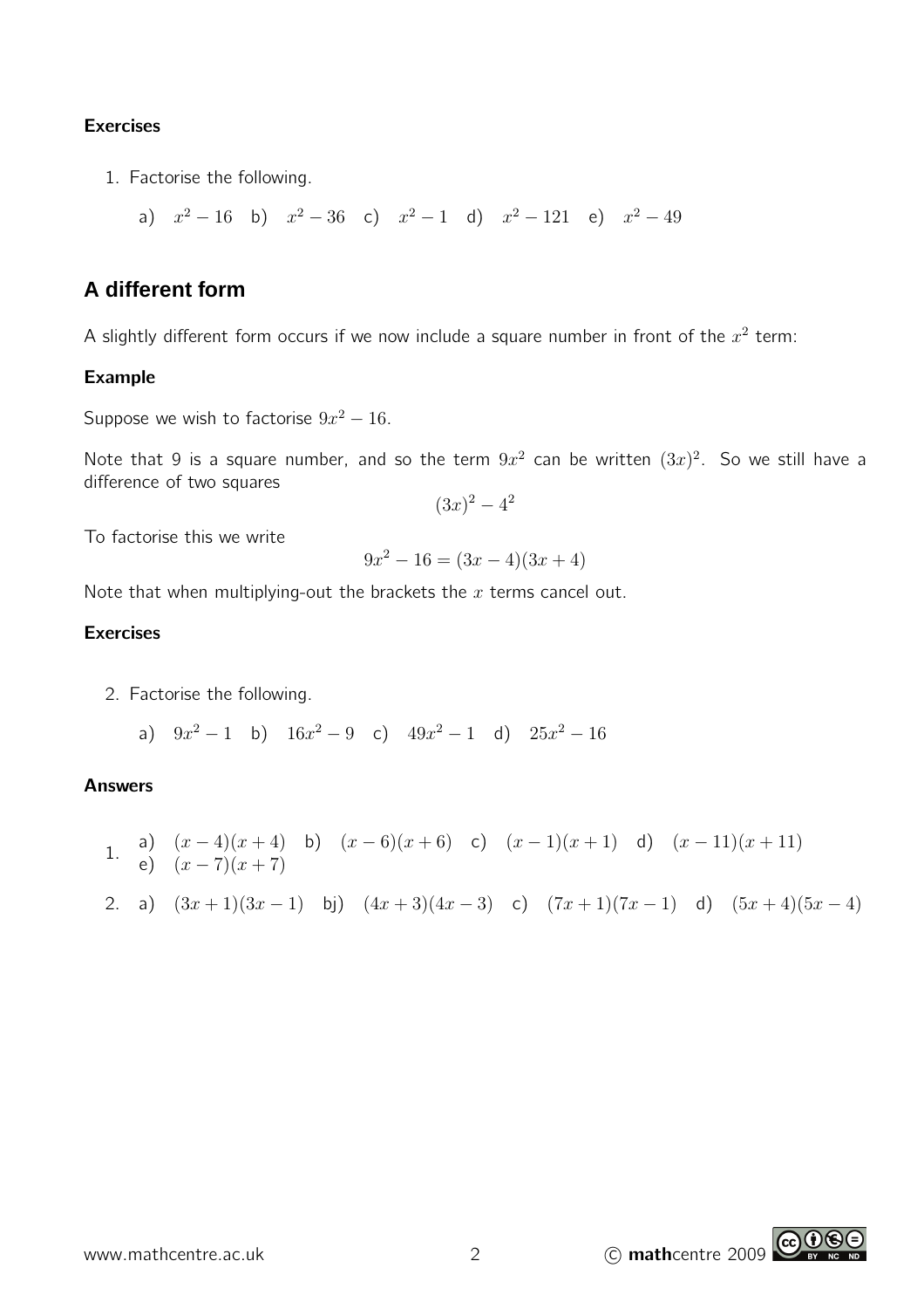### Exercises

1. Factorise the following.

   a) $x^2 - 16$ b) $x^2 - 36$ c) $x^2 - 1$ d) $x^2 - 121$ e) $x^2 - 49$

## A different form

A slightly different form occurs if we now include a square number in front of the $x^2$ term:

### Example

Suppose we wish to factorise $9x^2 - 16$.

Note that 9 is a square number, and so the term $9x^2$ can be written $(3x)^2$. So we still have a difference of two squares

$$(3x)^2 - 4^2$$

To factorise this we write

$$9x^2 - 16 = (3x - 4)(3x + 4)$$

Note that when multiplying-out the brackets the $x$ terms cancel out.

### Exercises

2. Factorise the following.

   a) $9x^2 - 1$ b) $16x^2 - 9$ c) $49x^2 - 1$ d) $25x^2 - 16$

### Answers

1. a) $(x - 4)(x + 4)$ b) $(x - 6)(x + 6)$ c) $(x - 1)(x + 1)$ d) $(x - 11)(x + 11)$
   e) $(x - 7)(x + 7)$

2. a) $(3x + 1)(3x - 1)$ bj) $(4x + 3)(4x - 3)$ c) $(7x + 1)(7x - 1)$ d) $(5x + 4)(5x - 4)$